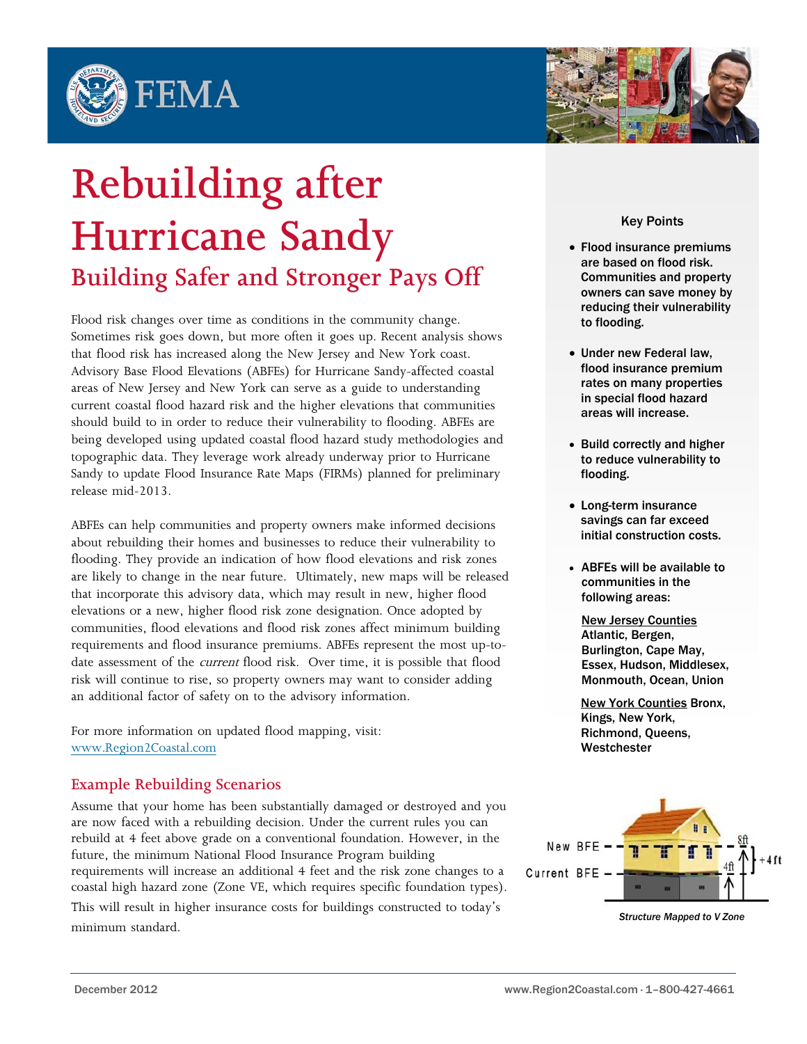# Rebuilding after Hurricane Sandy

## Building Safer and Stronger Pays Off

Flood risk changes over time as conditions in the community change. Sometimes risk goes down, but more often it goes up. Recent analysis shows that flood risk has increased along the New Jersey and New York coast. Advisory Base Flood Elevations (ABFEs) for Hurricane Sandy-affected coastal areas of New Jersey and New York can serve as a guide to understanding current coastal flood hazard risk and the higher elevations that communities should build to in order to reduce their vulnerability to flooding. ABFEs are being developed using updated coastal flood hazard study methodologies and topographic data. They leverage work already underway prior to Hurricane Sandy to update Flood Insurance Rate Maps (FIRMs) planned for preliminary release mid-2013.

ABFEs can help communities and property owners make informed decisions about rebuilding their homes and businesses to reduce their vulnerability to flooding. They provide an indication of how flood elevations and risk zones are likely to change in the near future. Ultimately, new maps will be released that incorporate this advisory data, which may result in new, higher flood elevations or a new, higher flood risk zone designation. Once adopted by communities, flood elevations and flood risk zones affect minimum building requirements and flood insurance premiums. ABFEs represent the most up-to-date assessment of the *current* flood risk. Over time, it is possible that flood risk will continue to rise, so property owners may want to consider adding an additional factor of safety on to the advisory information.

For more information on updated flood mapping, visit: www.Region2Coastal.com

### Example Rebuilding Scenarios

Assume that your home has been substantially damaged or destroyed and you are now faced with a rebuilding decision. Under the current rules you can rebuild at 4 feet above grade on a conventional foundation. However, in the future, the minimum National Flood Insurance Program building requirements will increase an additional 4 feet and the risk zone changes to a coastal high hazard zone (Zone VE, which requires specific foundation types). This will result in higher insurance costs for buildings constructed to today's minimum standard.

**Key Points**

- **Flood insurance premiums are based on flood risk. Communities and property owners can save money by reducing their vulnerability to flooding.**
- **Under new Federal law, flood insurance premium rates on many properties in special flood hazard areas will increase.**
- **Build correctly and higher to reduce vulnerability to flooding.**
- **Long-term insurance savings can far exceed initial construction costs.**
- **ABFEs will be available to communities in the following areas:**

**New Jersey Counties** Atlantic, Bergen, Burlington, Cape May, Essex, Hudson, Middlesex, Monmouth, Ocean, Union

**New York Counties** Bronx, Kings, New York, Richmond, Queens, Westchester

New BFE — 8ft
Current BFE — 4ft
+4 ft

*Structure Mapped to V Zone*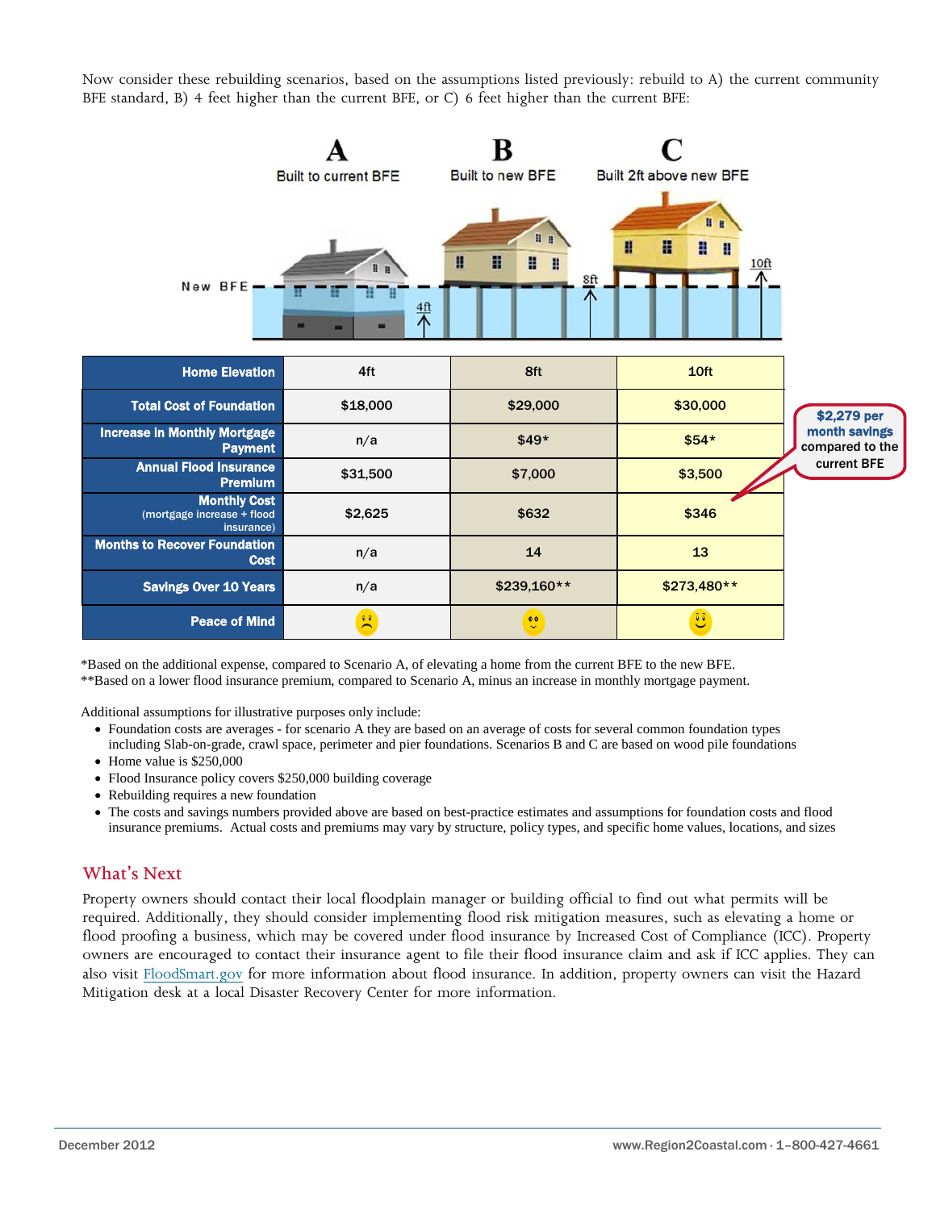Now consider these rebuilding scenarios, based on the assumptions listed previously: rebuild to A) the current community BFE standard, B) 4 feet higher than the current BFE, or C) 6 feet higher than the current BFE:

**A** Built to current BFE

**B** Built to new BFE

**C** Built 2ft above new BFE

New BFE

4ft

8ft

10ft

| Home Elevation | 4ft | 8ft | 10ft |
|---|---|---|---|
| **Total Cost of Foundation** | $18,000 | $29,000 | $30,000 |
| **Increase in Monthly Mortgage Payment** | n/a | $49* | $54* |
| **Annual Flood Insurance Premium** | $31,500 | $7,000 | $3,500 |
| **Monthly Cost** (mortgage increase + flood insurance) | $2,625 | $632 | $346 |
| **Months to Recover Foundation Cost** | n/a | 14 | 13 |
| **Savings Over 10 Years** | n/a | $239,160** | $273,480** |
| **Peace of Mind** | ☹ | 😐 | ☺ |

**$2,279 per month savings** compared to the current BFE

*Based on the additional expense, compared to Scenario A, of elevating a home from the current BFE to the new BFE.
**Based on a lower flood insurance premium, compared to Scenario A, minus an increase in monthly mortgage payment.

Additional assumptions for illustrative purposes only include:

- Foundation costs are averages - for scenario A they are based on an average of costs for several common foundation types including Slab-on-grade, crawl space, perimeter and pier foundations. Scenarios B and C are based on wood pile foundations
- Home value is $250,000
- Flood Insurance policy covers $250,000 building coverage
- Rebuilding requires a new foundation
- The costs and savings numbers provided above are based on best-practice estimates and assumptions for foundation costs and flood insurance premiums. Actual costs and premiums may vary by structure, policy types, and specific home values, locations, and sizes

## What's Next

Property owners should contact their local floodplain manager or building official to find out what permits will be required. Additionally, they should consider implementing flood risk mitigation measures, such as elevating a home or flood proofing a business, which may be covered under flood insurance by Increased Cost of Compliance (ICC). Property owners are encouraged to contact their insurance agent to file their flood insurance claim and ask if ICC applies. They can also visit FloodSmart.gov for more information about flood insurance. In addition, property owners can visit the Hazard Mitigation desk at a local Disaster Recovery Center for more information.